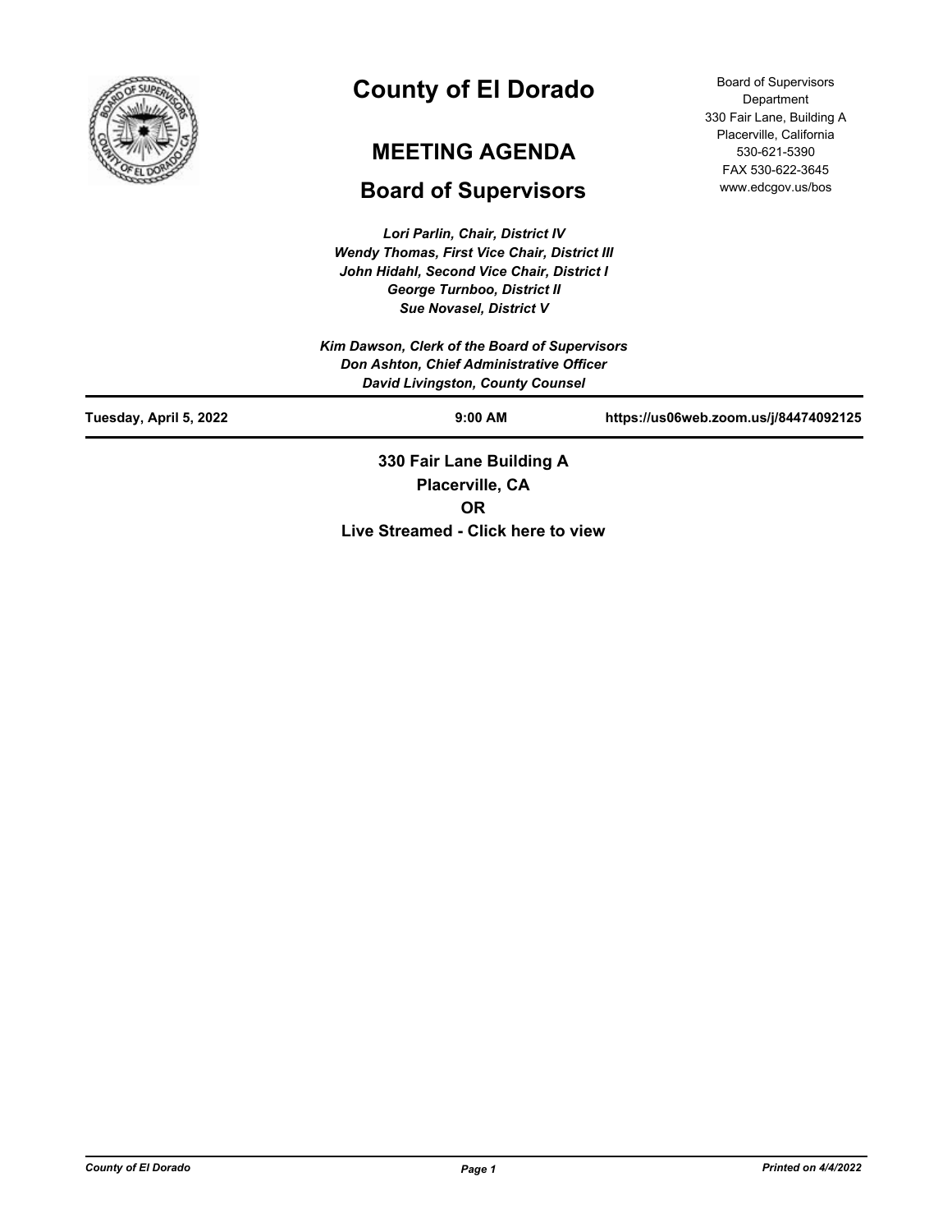# County of El Dorado

## MEETING AGENDA

## Board of Supervisors

Board of Supervisors Department
330 Fair Lane, Building A
Placerville, California
530-621-5390
FAX 530-622-3645
www.edcgov.us/bos

*Lori Parlin, Chair, District IV*
*Wendy Thomas, First Vice Chair, District III*
*John Hidahl, Second Vice Chair, District I*
*George Turnboo, District II*
*Sue Novasel, District V*

*Kim Dawson, Clerk of the Board of Supervisors*
*Don Ashton, Chief Administrative Officer*
*David Livingston, County Counsel*

**Tuesday, April 5, 2022** | **9:00 AM** | **https://us06web.zoom.us/j/84474092125**

**330 Fair Lane Building A**
**Placerville, CA**
**OR**
**Live Streamed - Click here to view**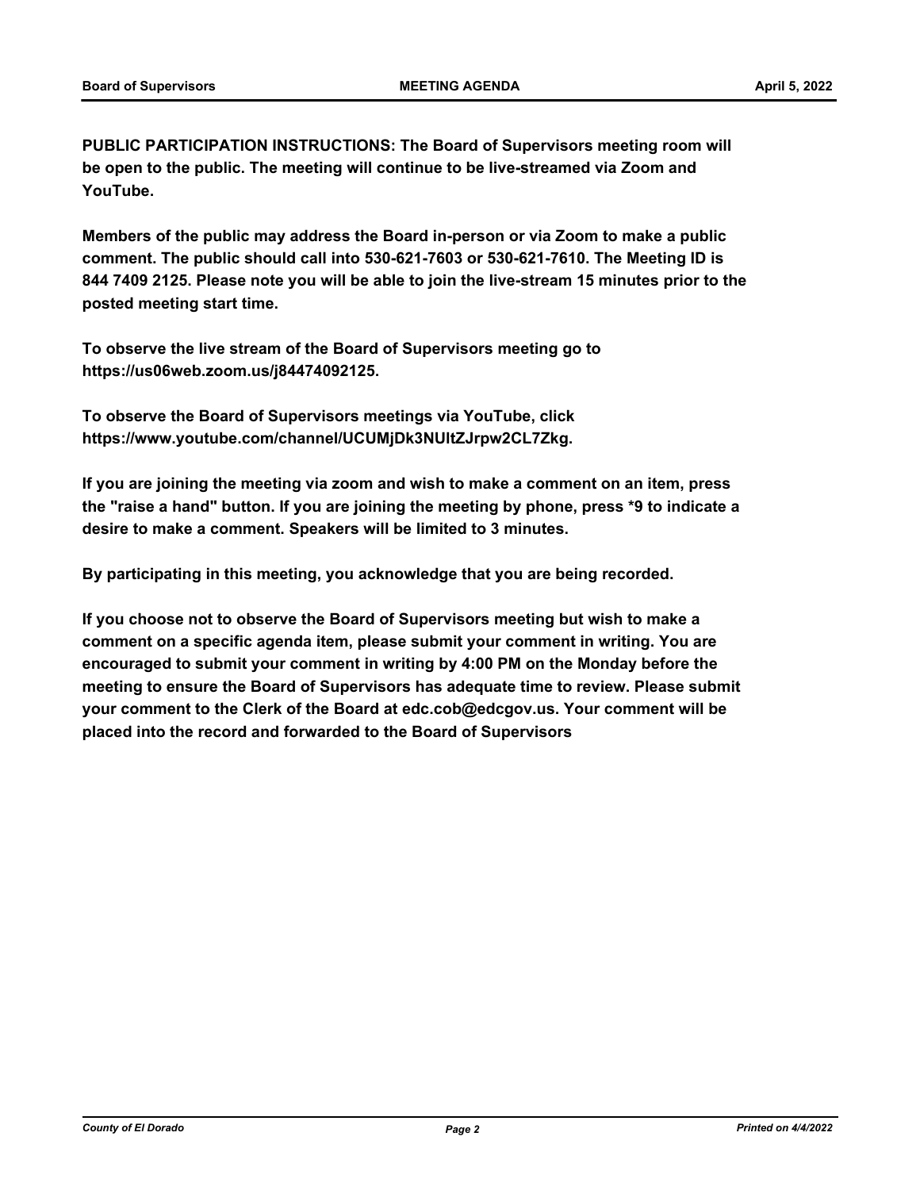**PUBLIC PARTICIPATION INSTRUCTIONS: The Board of Supervisors meeting room will be open to the public. The meeting will continue to be live-streamed via Zoom and YouTube.**

**Members of the public may address the Board in-person or via Zoom to make a public comment. The public should call into 530-621-7603 or 530-621-7610. The Meeting ID is 844 7409 2125. Please note you will be able to join the live-stream 15 minutes prior to the posted meeting start time.**

**To observe the live stream of the Board of Supervisors meeting go to https://us06web.zoom.us/j84474092125.**

**To observe the Board of Supervisors meetings via YouTube, click https://www.youtube.com/channel/UCUMjDk3NUltZJrpw2CL7Zkg.**

**If you are joining the meeting via zoom and wish to make a comment on an item, press the "raise a hand" button. If you are joining the meeting by phone, press *9 to indicate a desire to make a comment. Speakers will be limited to 3 minutes.**

**By participating in this meeting, you acknowledge that you are being recorded.**

**If you choose not to observe the Board of Supervisors meeting but wish to make a comment on a specific agenda item, please submit your comment in writing. You are encouraged to submit your comment in writing by 4:00 PM on the Monday before the meeting to ensure the Board of Supervisors has adequate time to review. Please submit your comment to the Clerk of the Board at edc.cob@edcgov.us. Your comment will be placed into the record and forwarded to the Board of Supervisors**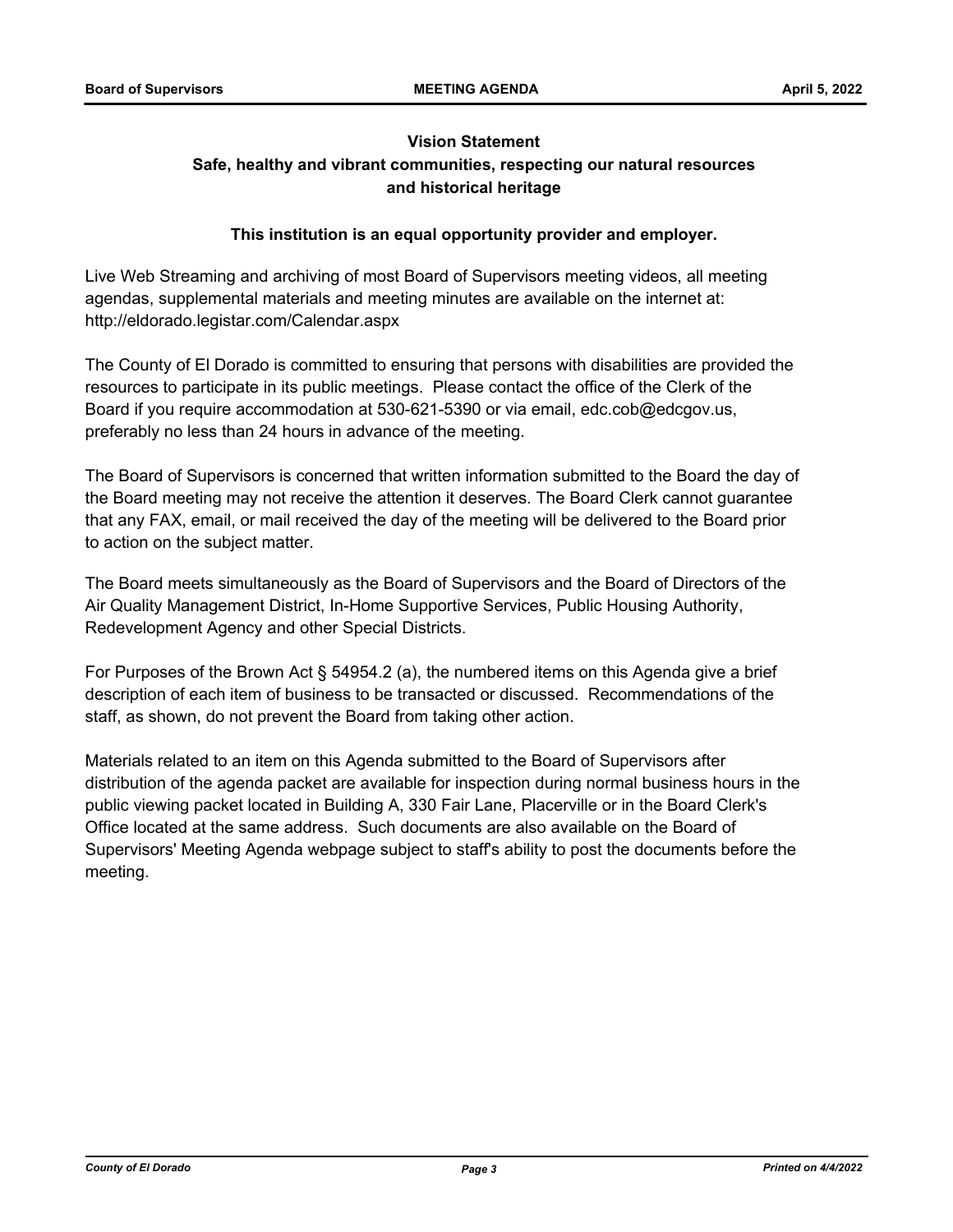**Vision Statement**

**Safe, healthy and vibrant communities, respecting our natural resources and historical heritage**

**This institution is an equal opportunity provider and employer.**

Live Web Streaming and archiving of most Board of Supervisors meeting videos, all meeting agendas, supplemental materials and meeting minutes are available on the internet at: http://eldorado.legistar.com/Calendar.aspx

The County of El Dorado is committed to ensuring that persons with disabilities are provided the resources to participate in its public meetings. Please contact the office of the Clerk of the Board if you require accommodation at 530-621-5390 or via email, edc.cob@edcgov.us, preferably no less than 24 hours in advance of the meeting.

The Board of Supervisors is concerned that written information submitted to the Board the day of the Board meeting may not receive the attention it deserves. The Board Clerk cannot guarantee that any FAX, email, or mail received the day of the meeting will be delivered to the Board prior to action on the subject matter.

The Board meets simultaneously as the Board of Supervisors and the Board of Directors of the Air Quality Management District, In-Home Supportive Services, Public Housing Authority, Redevelopment Agency and other Special Districts.

For Purposes of the Brown Act § 54954.2 (a), the numbered items on this Agenda give a brief description of each item of business to be transacted or discussed. Recommendations of the staff, as shown, do not prevent the Board from taking other action.

Materials related to an item on this Agenda submitted to the Board of Supervisors after distribution of the agenda packet are available for inspection during normal business hours in the public viewing packet located in Building A, 330 Fair Lane, Placerville or in the Board Clerk's Office located at the same address. Such documents are also available on the Board of Supervisors' Meeting Agenda webpage subject to staff's ability to post the documents before the meeting.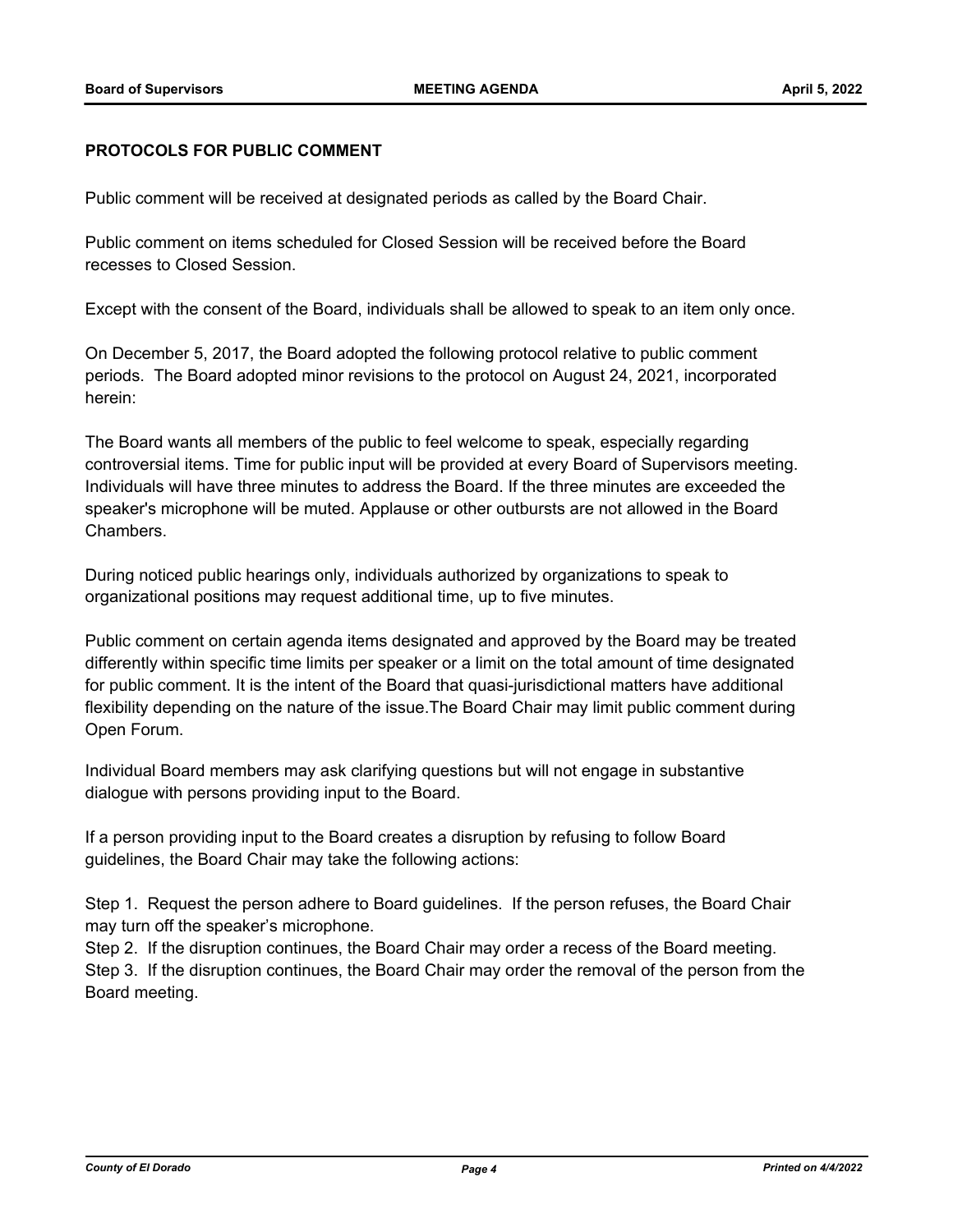**PROTOCOLS FOR PUBLIC COMMENT**

Public comment will be received at designated periods as called by the Board Chair.

Public comment on items scheduled for Closed Session will be received before the Board recesses to Closed Session.

Except with the consent of the Board, individuals shall be allowed to speak to an item only once.

On December 5, 2017, the Board adopted the following protocol relative to public comment periods. The Board adopted minor revisions to the protocol on August 24, 2021, incorporated herein:

The Board wants all members of the public to feel welcome to speak, especially regarding controversial items. Time for public input will be provided at every Board of Supervisors meeting. Individuals will have three minutes to address the Board. If the three minutes are exceeded the speaker's microphone will be muted. Applause or other outbursts are not allowed in the Board Chambers.

During noticed public hearings only, individuals authorized by organizations to speak to organizational positions may request additional time, up to five minutes.

Public comment on certain agenda items designated and approved by the Board may be treated differently within specific time limits per speaker or a limit on the total amount of time designated for public comment. It is the intent of the Board that quasi-jurisdictional matters have additional flexibility depending on the nature of the issue.The Board Chair may limit public comment during Open Forum.

Individual Board members may ask clarifying questions but will not engage in substantive dialogue with persons providing input to the Board.

If a person providing input to the Board creates a disruption by refusing to follow Board guidelines, the Board Chair may take the following actions:

Step 1. Request the person adhere to Board guidelines. If the person refuses, the Board Chair may turn off the speaker's microphone.
Step 2. If the disruption continues, the Board Chair may order a recess of the Board meeting.
Step 3. If the disruption continues, the Board Chair may order the removal of the person from the Board meeting.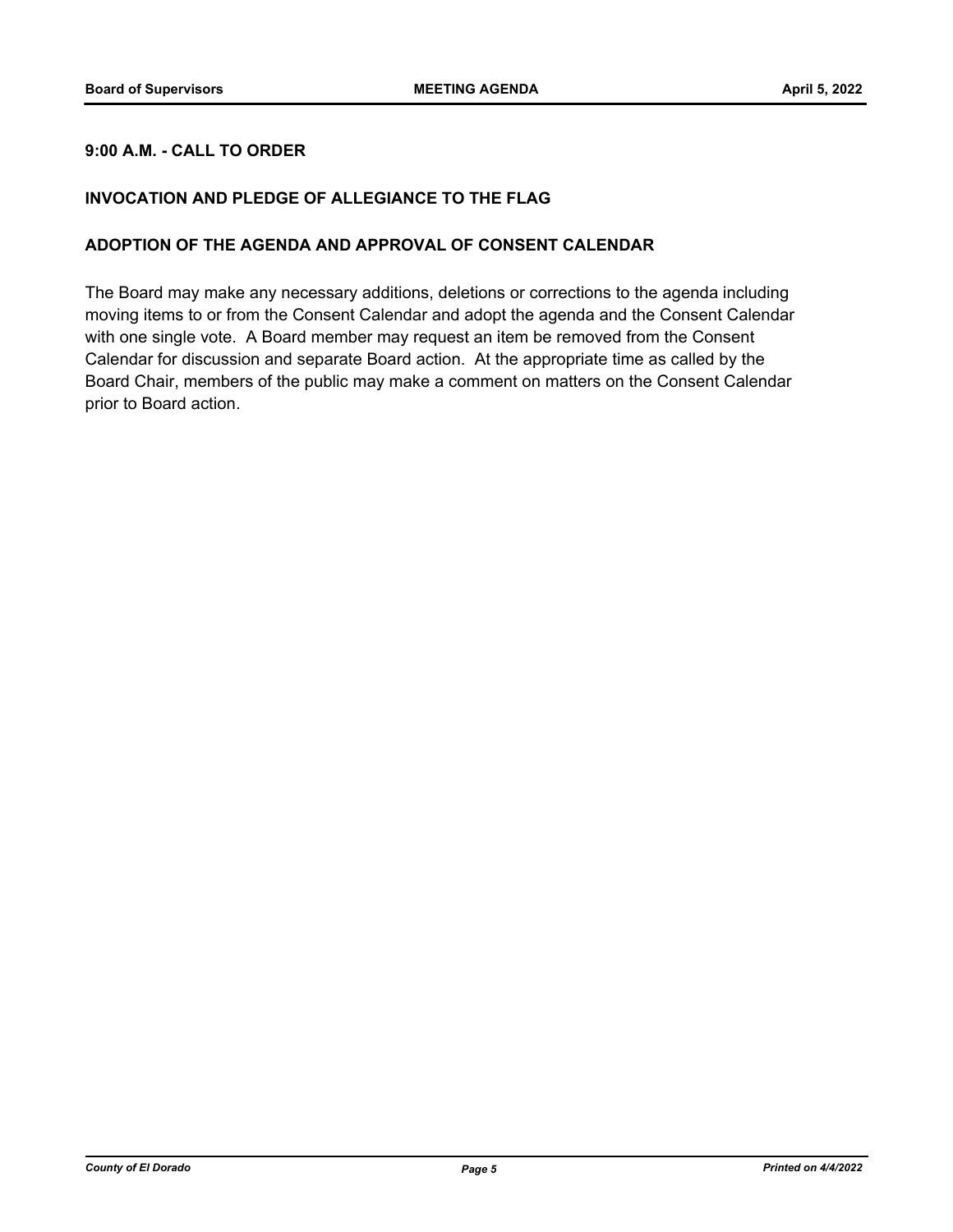## 9:00 A.M. - CALL TO ORDER

## INVOCATION AND PLEDGE OF ALLEGIANCE TO THE FLAG

## ADOPTION OF THE AGENDA AND APPROVAL OF CONSENT CALENDAR

The Board may make any necessary additions, deletions or corrections to the agenda including moving items to or from the Consent Calendar and adopt the agenda and the Consent Calendar with one single vote. A Board member may request an item be removed from the Consent Calendar for discussion and separate Board action. At the appropriate time as called by the Board Chair, members of the public may make a comment on matters on the Consent Calendar prior to Board action.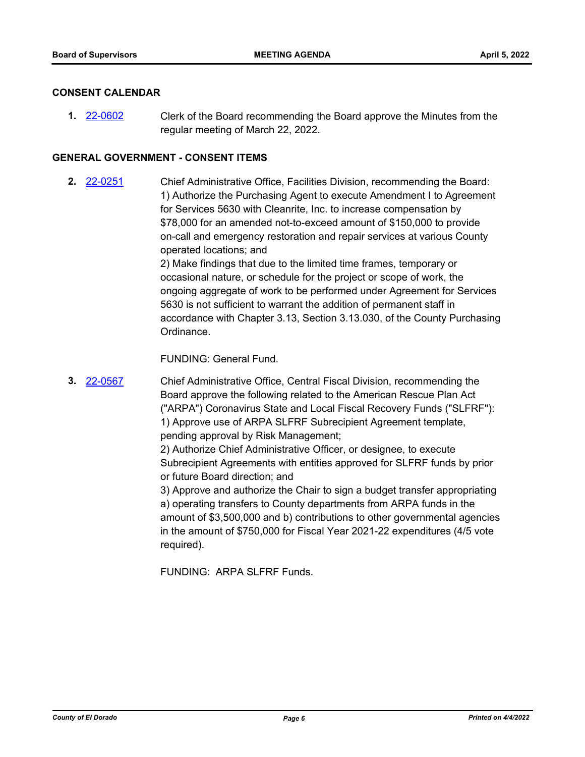## CONSENT CALENDAR

**1.** [22-0602] Clerk of the Board recommending the Board approve the Minutes from the regular meeting of March 22, 2022.

## GENERAL GOVERNMENT - CONSENT ITEMS

**2.** [22-0251] Chief Administrative Office, Facilities Division, recommending the Board:
1) Authorize the Purchasing Agent to execute Amendment I to Agreement for Services 5630 with Cleanrite, Inc. to increase compensation by $78,000 for an amended not-to-exceed amount of $150,000 to provide on-call and emergency restoration and repair services at various County operated locations; and
2) Make findings that due to the limited time frames, temporary or occasional nature, or schedule for the project or scope of work, the ongoing aggregate of work to be performed under Agreement for Services 5630 is not sufficient to warrant the addition of permanent staff in accordance with Chapter 3.13, Section 3.13.030, of the County Purchasing Ordinance.

FUNDING: General Fund.

**3.** [22-0567] Chief Administrative Office, Central Fiscal Division, recommending the Board approve the following related to the American Rescue Plan Act ("ARPA") Coronavirus State and Local Fiscal Recovery Funds ("SLFRF"):
1) Approve use of ARPA SLFRF Subrecipient Agreement template, pending approval by Risk Management;
2) Authorize Chief Administrative Officer, or designee, to execute Subrecipient Agreements with entities approved for SLFRF funds by prior or future Board direction; and
3) Approve and authorize the Chair to sign a budget transfer appropriating a) operating transfers to County departments from ARPA funds in the amount of $3,500,000 and b) contributions to other governmental agencies in the amount of $750,000 for Fiscal Year 2021-22 expenditures (4/5 vote required).

FUNDING: ARPA SLFRF Funds.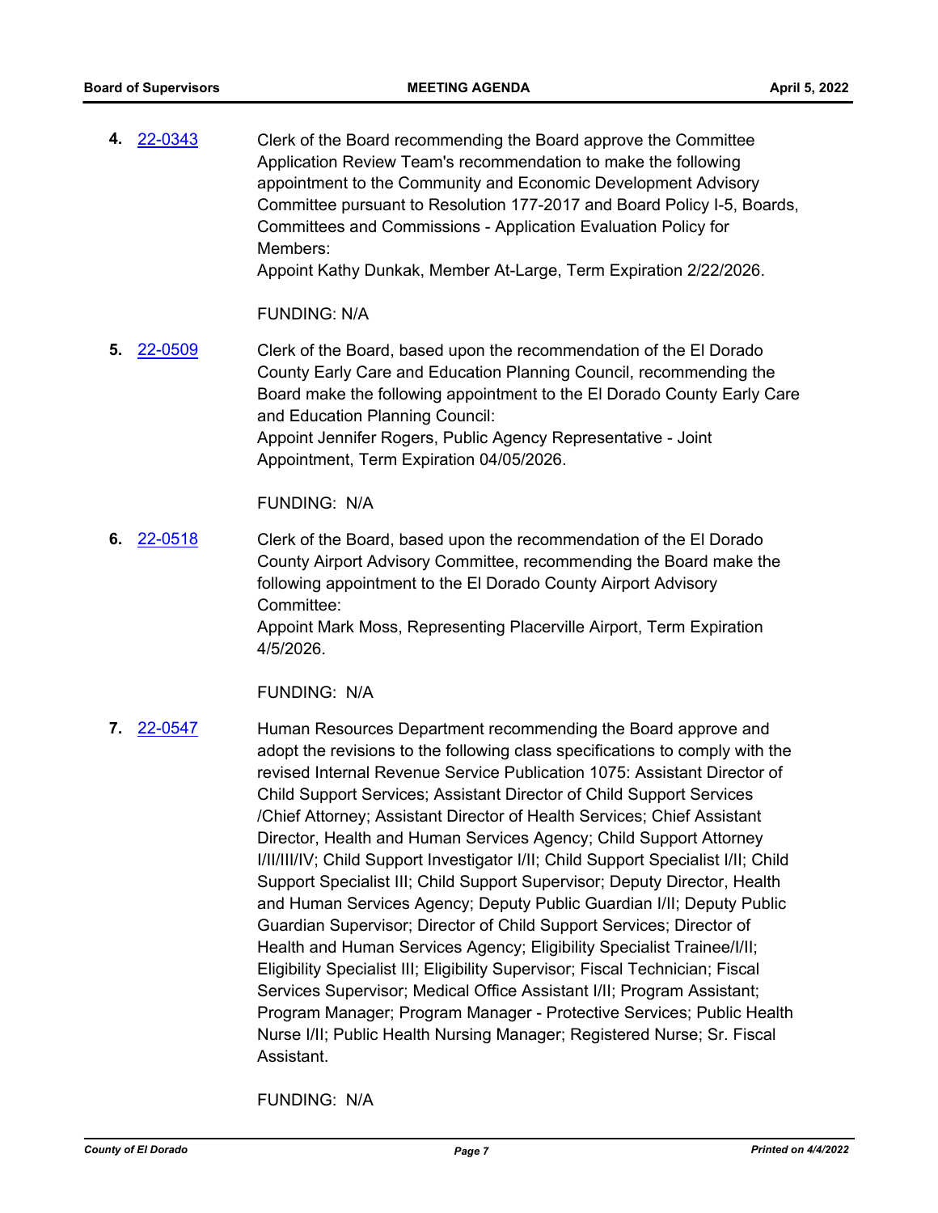**4.** 22-0343

Clerk of the Board recommending the Board approve the Committee Application Review Team's recommendation to make the following appointment to the Community and Economic Development Advisory Committee pursuant to Resolution 177-2017 and Board Policy I-5, Boards, Committees and Commissions - Application Evaluation Policy for Members:
Appoint Kathy Dunkak, Member At-Large, Term Expiration 2/22/2026.

FUNDING: N/A

**5.** 22-0509

Clerk of the Board, based upon the recommendation of the El Dorado County Early Care and Education Planning Council, recommending the Board make the following appointment to the El Dorado County Early Care and Education Planning Council:
Appoint Jennifer Rogers, Public Agency Representative - Joint Appointment, Term Expiration 04/05/2026.

FUNDING: N/A

**6.** 22-0518

Clerk of the Board, based upon the recommendation of the El Dorado County Airport Advisory Committee, recommending the Board make the following appointment to the El Dorado County Airport Advisory Committee:
Appoint Mark Moss, Representing Placerville Airport, Term Expiration 4/5/2026.

FUNDING: N/A

**7.** 22-0547

Human Resources Department recommending the Board approve and adopt the revisions to the following class specifications to comply with the revised Internal Revenue Service Publication 1075: Assistant Director of Child Support Services; Assistant Director of Child Support Services /Chief Attorney; Assistant Director of Health Services; Chief Assistant Director, Health and Human Services Agency; Child Support Attorney I/II/III/IV; Child Support Investigator I/II; Child Support Specialist I/II; Child Support Specialist III; Child Support Supervisor; Deputy Director, Health and Human Services Agency; Deputy Public Guardian I/II; Deputy Public Guardian Supervisor; Director of Child Support Services; Director of Health and Human Services Agency; Eligibility Specialist Trainee/I/II; Eligibility Specialist III; Eligibility Supervisor; Fiscal Technician; Fiscal Services Supervisor; Medical Office Assistant I/II; Program Assistant; Program Manager; Program Manager - Protective Services; Public Health Nurse I/II; Public Health Nursing Manager; Registered Nurse; Sr. Fiscal Assistant.

FUNDING: N/A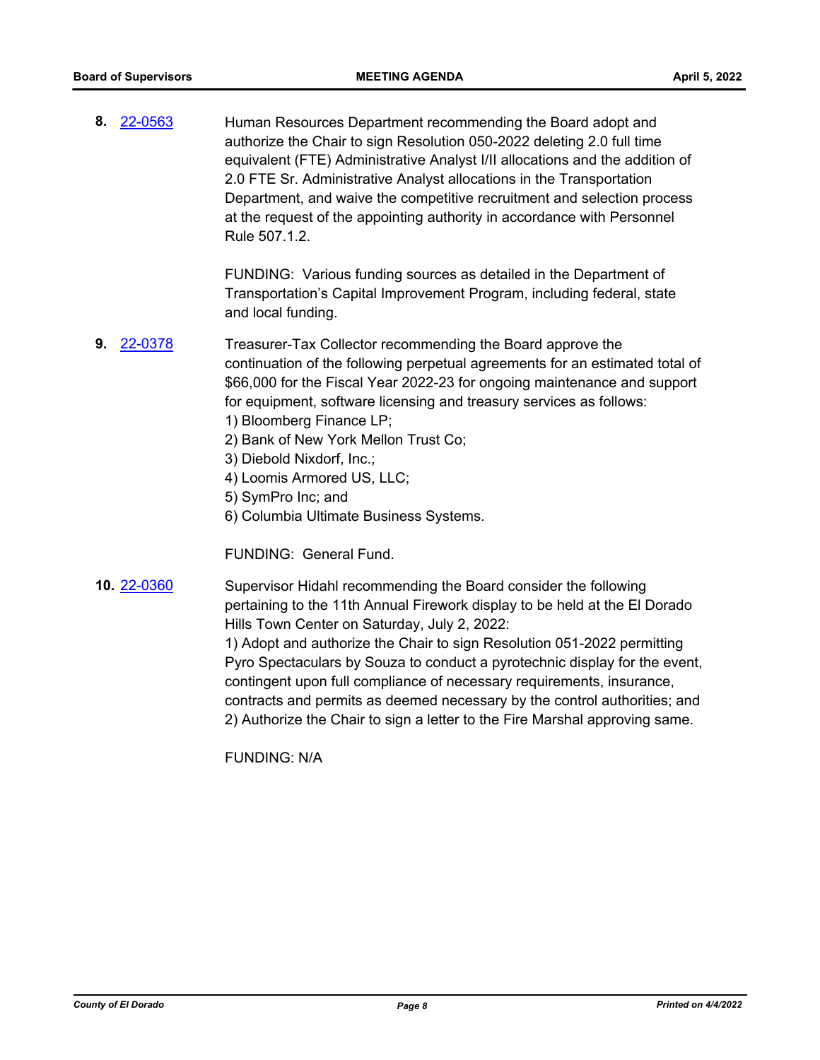**8.** 22-0563

Human Resources Department recommending the Board adopt and authorize the Chair to sign Resolution 050-2022 deleting 2.0 full time equivalent (FTE) Administrative Analyst I/II allocations and the addition of 2.0 FTE Sr. Administrative Analyst allocations in the Transportation Department, and waive the competitive recruitment and selection process at the request of the appointing authority in accordance with Personnel Rule 507.1.2.

FUNDING: Various funding sources as detailed in the Department of Transportation's Capital Improvement Program, including federal, state and local funding.

**9.** 22-0378

Treasurer-Tax Collector recommending the Board approve the continuation of the following perpetual agreements for an estimated total of $66,000 for the Fiscal Year 2022-23 for ongoing maintenance and support for equipment, software licensing and treasury services as follows:
1) Bloomberg Finance LP;
2) Bank of New York Mellon Trust Co;
3) Diebold Nixdorf, Inc.;
4) Loomis Armored US, LLC;
5) SymPro Inc; and
6) Columbia Ultimate Business Systems.

FUNDING: General Fund.

**10.** 22-0360

Supervisor Hidahl recommending the Board consider the following pertaining to the 11th Annual Firework display to be held at the El Dorado Hills Town Center on Saturday, July 2, 2022:
1) Adopt and authorize the Chair to sign Resolution 051-2022 permitting Pyro Spectaculars by Souza to conduct a pyrotechnic display for the event, contingent upon full compliance of necessary requirements, insurance, contracts and permits as deemed necessary by the control authorities; and
2) Authorize the Chair to sign a letter to the Fire Marshal approving same.

FUNDING: N/A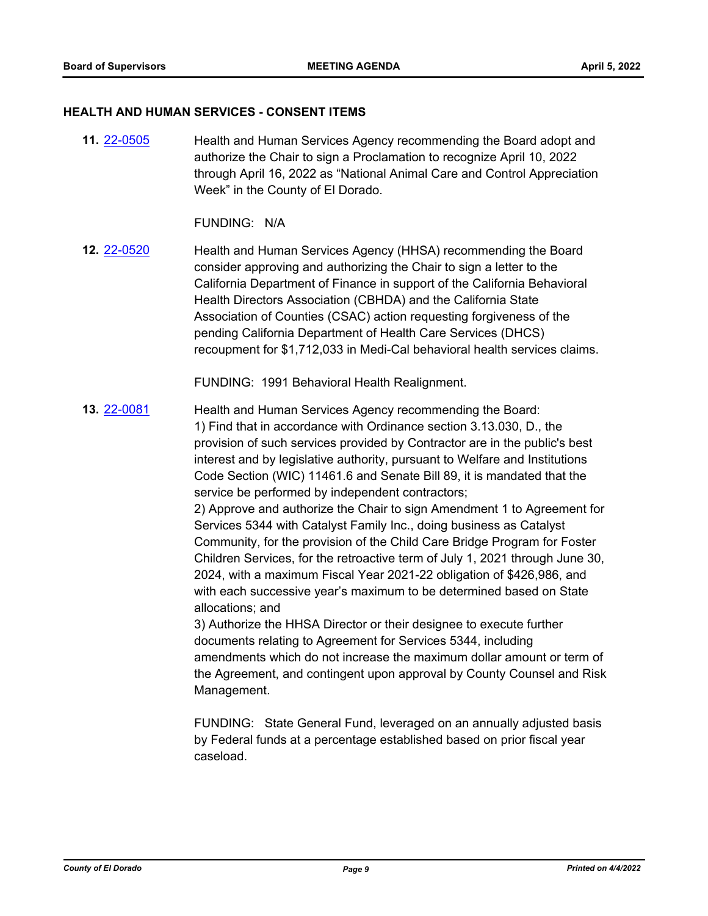## HEALTH AND HUMAN SERVICES - CONSENT ITEMS

**11.** 22-0505 Health and Human Services Agency recommending the Board adopt and authorize the Chair to sign a Proclamation to recognize April 10, 2022 through April 16, 2022 as "National Animal Care and Control Appreciation Week" in the County of El Dorado.

FUNDING: N/A

**12.** 22-0520 Health and Human Services Agency (HHSA) recommending the Board consider approving and authorizing the Chair to sign a letter to the California Department of Finance in support of the California Behavioral Health Directors Association (CBHDA) and the California State Association of Counties (CSAC) action requesting forgiveness of the pending California Department of Health Care Services (DHCS) recoupment for $1,712,033 in Medi-Cal behavioral health services claims.

FUNDING: 1991 Behavioral Health Realignment.

**13.** 22-0081 Health and Human Services Agency recommending the Board:

1) Find that in accordance with Ordinance section 3.13.030, D., the provision of such services provided by Contractor are in the public's best interest and by legislative authority, pursuant to Welfare and Institutions Code Section (WIC) 11461.6 and Senate Bill 89, it is mandated that the service be performed by independent contractors;

2) Approve and authorize the Chair to sign Amendment 1 to Agreement for Services 5344 with Catalyst Family Inc., doing business as Catalyst Community, for the provision of the Child Care Bridge Program for Foster Children Services, for the retroactive term of July 1, 2021 through June 30, 2024, with a maximum Fiscal Year 2021-22 obligation of $426,986, and with each successive year's maximum to be determined based on State allocations; and

3) Authorize the HHSA Director or their designee to execute further documents relating to Agreement for Services 5344, including amendments which do not increase the maximum dollar amount or term of the Agreement, and contingent upon approval by County Counsel and Risk Management.

FUNDING: State General Fund, leveraged on an annually adjusted basis by Federal funds at a percentage established based on prior fiscal year caseload.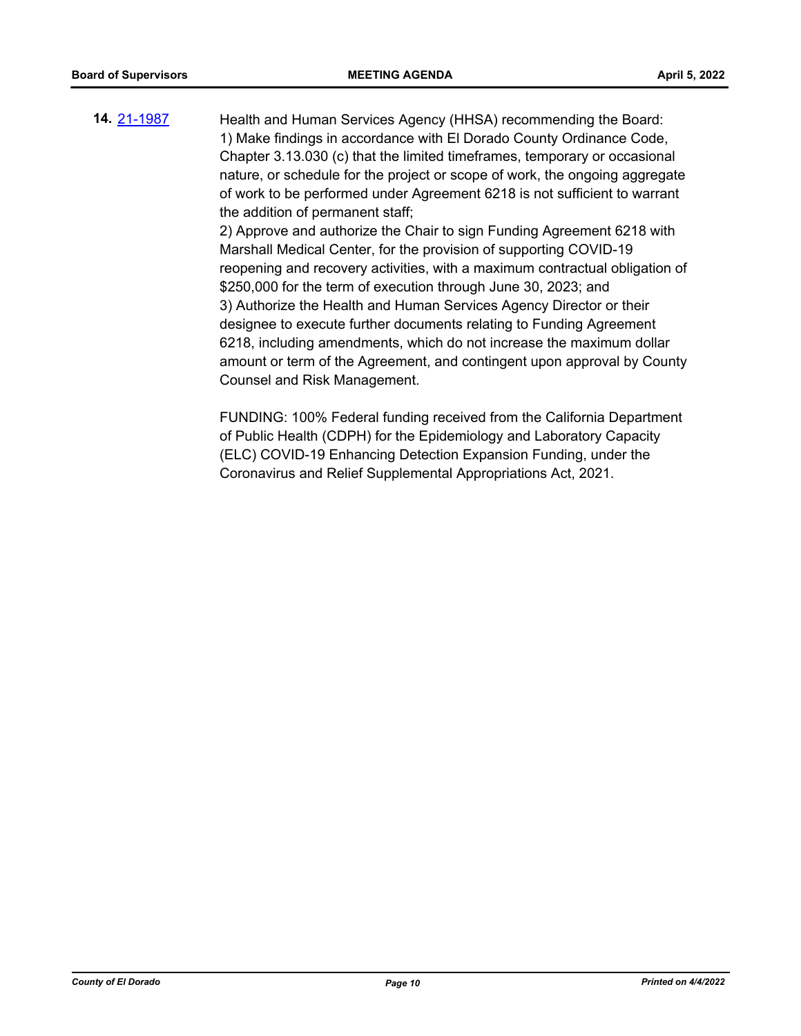**14.** [21-1987]

Health and Human Services Agency (HHSA) recommending the Board:
1) Make findings in accordance with El Dorado County Ordinance Code, Chapter 3.13.030 (c) that the limited timeframes, temporary or occasional nature, or schedule for the project or scope of work, the ongoing aggregate of work to be performed under Agreement 6218 is not sufficient to warrant the addition of permanent staff;
2) Approve and authorize the Chair to sign Funding Agreement 6218 with Marshall Medical Center, for the provision of supporting COVID-19 reopening and recovery activities, with a maximum contractual obligation of $250,000 for the term of execution through June 30, 2023; and
3) Authorize the Health and Human Services Agency Director or their designee to execute further documents relating to Funding Agreement 6218, including amendments, which do not increase the maximum dollar amount or term of the Agreement, and contingent upon approval by County Counsel and Risk Management.

FUNDING: 100% Federal funding received from the California Department of Public Health (CDPH) for the Epidemiology and Laboratory Capacity (ELC) COVID-19 Enhancing Detection Expansion Funding, under the Coronavirus and Relief Supplemental Appropriations Act, 2021.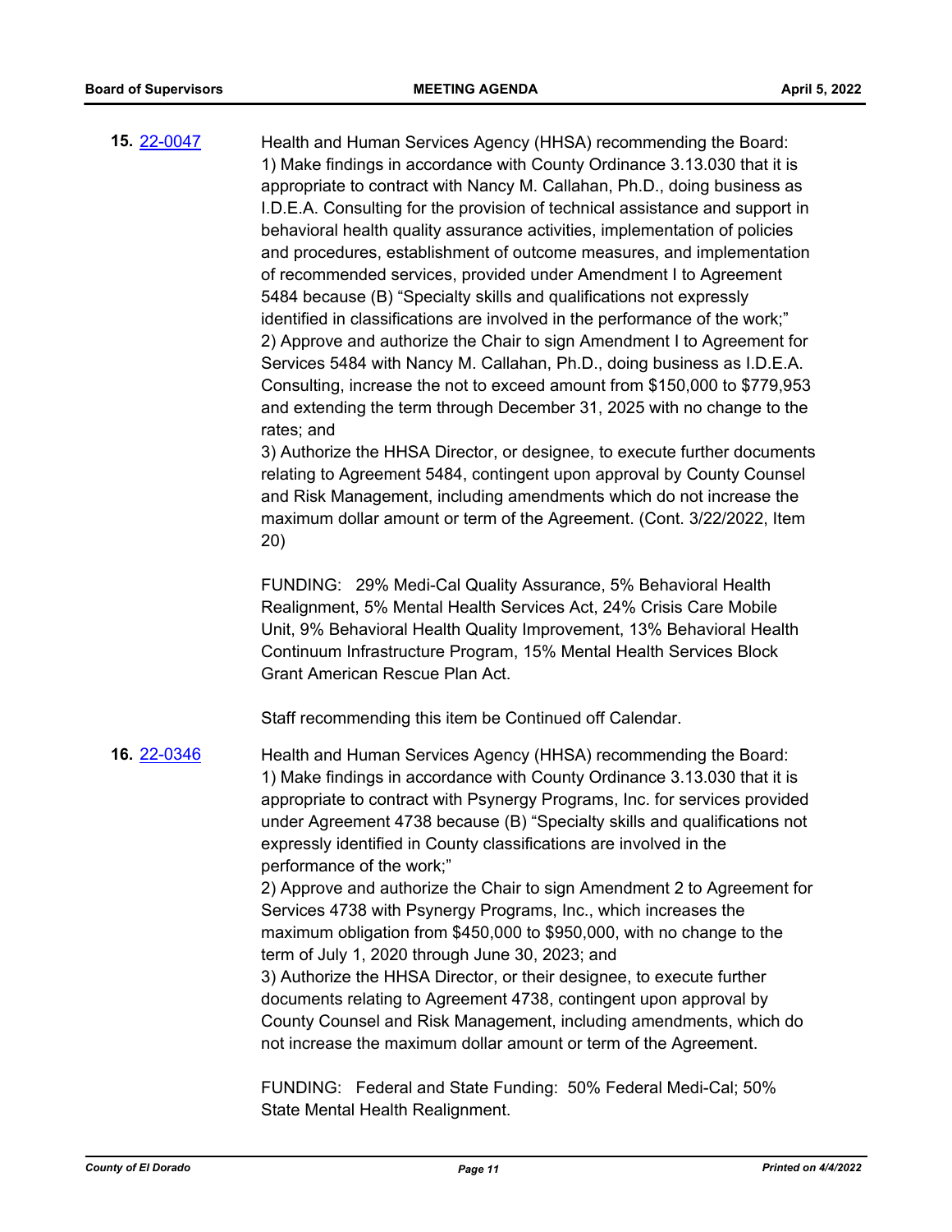**15.** [22-0047](22-0047)

Health and Human Services Agency (HHSA) recommending the Board:
1) Make findings in accordance with County Ordinance 3.13.030 that it is appropriate to contract with Nancy M. Callahan, Ph.D., doing business as I.D.E.A. Consulting for the provision of technical assistance and support in behavioral health quality assurance activities, implementation of policies and procedures, establishment of outcome measures, and implementation of recommended services, provided under Amendment I to Agreement 5484 because (B) "Specialty skills and qualifications not expressly identified in classifications are involved in the performance of the work;"
2) Approve and authorize the Chair to sign Amendment I to Agreement for Services 5484 with Nancy M. Callahan, Ph.D., doing business as I.D.E.A. Consulting, increase the not to exceed amount from $150,000 to $779,953 and extending the term through December 31, 2025 with no change to the rates; and
3) Authorize the HHSA Director, or designee, to execute further documents relating to Agreement 5484, contingent upon approval by County Counsel and Risk Management, including amendments which do not increase the maximum dollar amount or term of the Agreement. (Cont. 3/22/2022, Item 20)

FUNDING: 29% Medi-Cal Quality Assurance, 5% Behavioral Health Realignment, 5% Mental Health Services Act, 24% Crisis Care Mobile Unit, 9% Behavioral Health Quality Improvement, 13% Behavioral Health Continuum Infrastructure Program, 15% Mental Health Services Block Grant American Rescue Plan Act.

Staff recommending this item be Continued off Calendar.

**16.** [22-0346](22-0346)

Health and Human Services Agency (HHSA) recommending the Board:
1) Make findings in accordance with County Ordinance 3.13.030 that it is appropriate to contract with Psynergy Programs, Inc. for services provided under Agreement 4738 because (B) "Specialty skills and qualifications not expressly identified in County classifications are involved in the performance of the work;"
2) Approve and authorize the Chair to sign Amendment 2 to Agreement for Services 4738 with Psynergy Programs, Inc., which increases the maximum obligation from $450,000 to $950,000, with no change to the term of July 1, 2020 through June 30, 2023; and
3) Authorize the HHSA Director, or their designee, to execute further documents relating to Agreement 4738, contingent upon approval by County Counsel and Risk Management, including amendments, which do not increase the maximum dollar amount or term of the Agreement.

FUNDING: Federal and State Funding: 50% Federal Medi-Cal; 50% State Mental Health Realignment.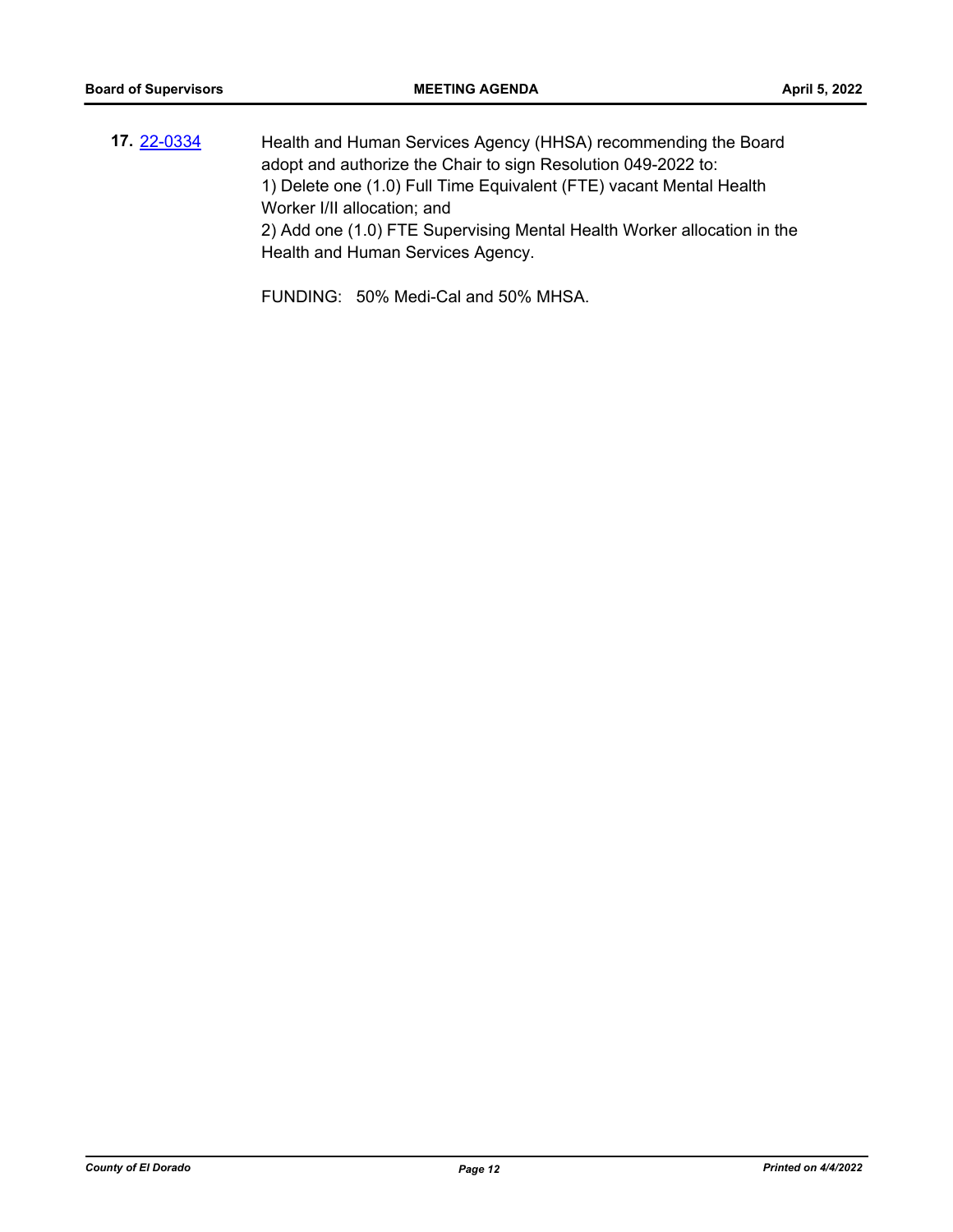**17.** [22-0334](22-0334) Health and Human Services Agency (HHSA) recommending the Board adopt and authorize the Chair to sign Resolution 049-2022 to:

1) Delete one (1.0) Full Time Equivalent (FTE) vacant Mental Health Worker I/II allocation; and
2) Add one (1.0) FTE Supervising Mental Health Worker allocation in the Health and Human Services Agency.

FUNDING: 50% Medi-Cal and 50% MHSA.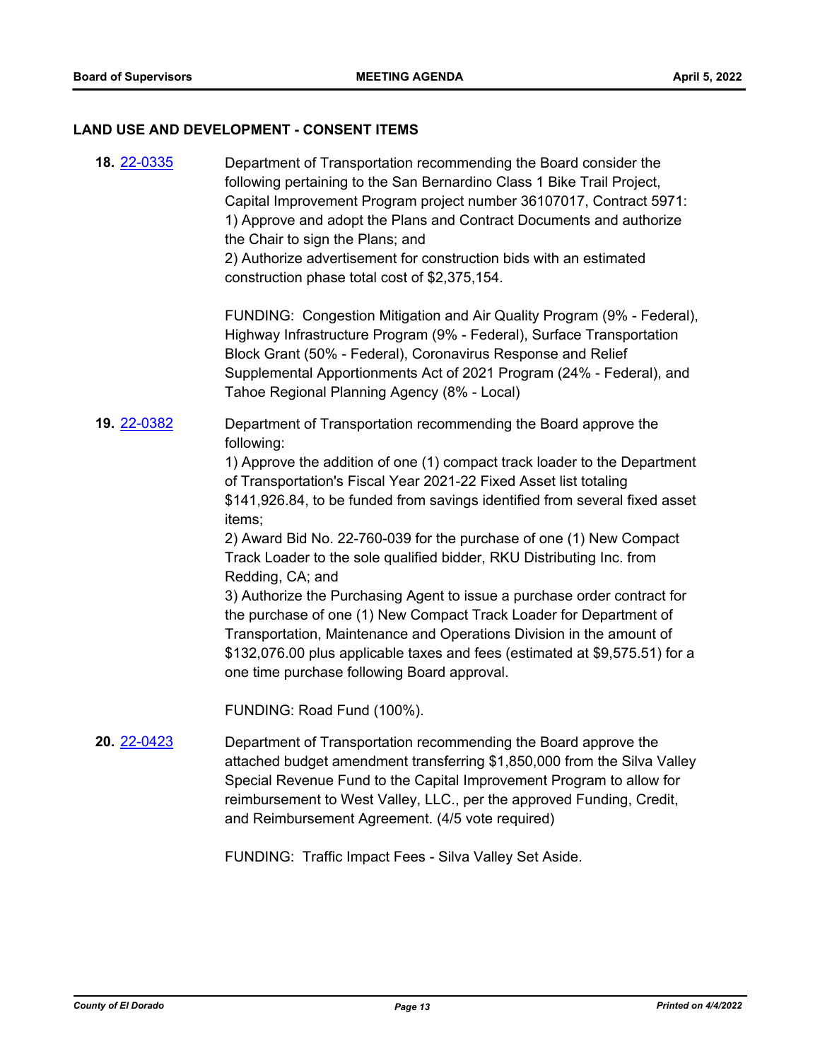## LAND USE AND DEVELOPMENT - CONSENT ITEMS

**18.** 22-0335

Department of Transportation recommending the Board consider the following pertaining to the San Bernardino Class 1 Bike Trail Project, Capital Improvement Program project number 36107017, Contract 5971:
1) Approve and adopt the Plans and Contract Documents and authorize the Chair to sign the Plans; and
2) Authorize advertisement for construction bids with an estimated construction phase total cost of $2,375,154.

FUNDING: Congestion Mitigation and Air Quality Program (9% - Federal), Highway Infrastructure Program (9% - Federal), Surface Transportation Block Grant (50% - Federal), Coronavirus Response and Relief Supplemental Apportionments Act of 2021 Program (24% - Federal), and Tahoe Regional Planning Agency (8% - Local)

**19.** 22-0382

Department of Transportation recommending the Board approve the following:
1) Approve the addition of one (1) compact track loader to the Department of Transportation's Fiscal Year 2021-22 Fixed Asset list totaling $141,926.84, to be funded from savings identified from several fixed asset items;
2) Award Bid No. 22-760-039 for the purchase of one (1) New Compact Track Loader to the sole qualified bidder, RKU Distributing Inc. from Redding, CA; and
3) Authorize the Purchasing Agent to issue a purchase order contract for the purchase of one (1) New Compact Track Loader for Department of Transportation, Maintenance and Operations Division in the amount of $132,076.00 plus applicable taxes and fees (estimated at $9,575.51) for a one time purchase following Board approval.

FUNDING: Road Fund (100%).

**20.** 22-0423

Department of Transportation recommending the Board approve the attached budget amendment transferring $1,850,000 from the Silva Valley Special Revenue Fund to the Capital Improvement Program to allow for reimbursement to West Valley, LLC., per the approved Funding, Credit, and Reimbursement Agreement. (4/5 vote required)

FUNDING: Traffic Impact Fees - Silva Valley Set Aside.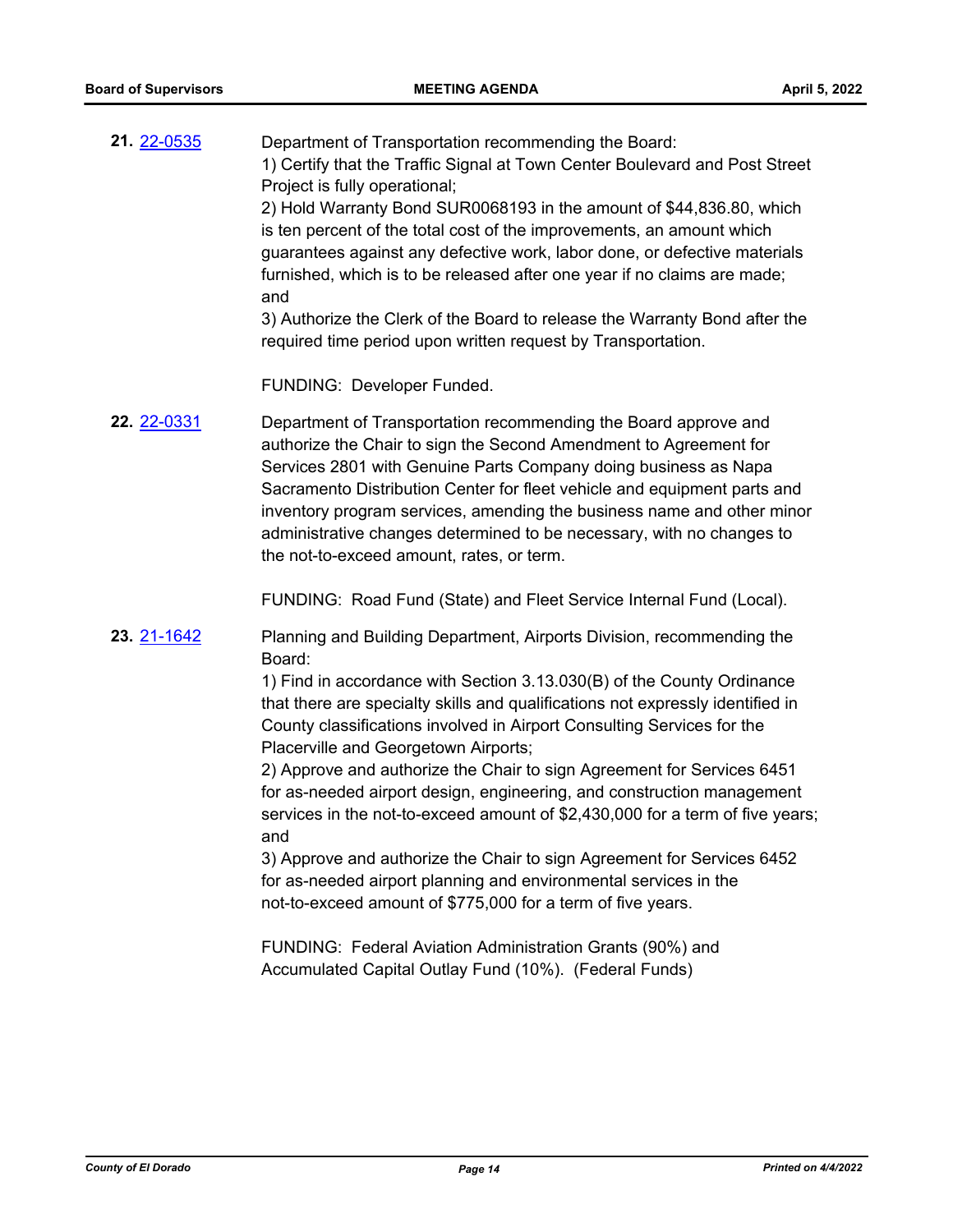**21.** [22-0535]

Department of Transportation recommending the Board:
1) Certify that the Traffic Signal at Town Center Boulevard and Post Street Project is fully operational;
2) Hold Warranty Bond SUR0068193 in the amount of $44,836.80, which is ten percent of the total cost of the improvements, an amount which guarantees against any defective work, labor done, or defective materials furnished, which is to be released after one year if no claims are made; and
3) Authorize the Clerk of the Board to release the Warranty Bond after the required time period upon written request by Transportation.

FUNDING: Developer Funded.

**22.** [22-0331]

Department of Transportation recommending the Board approve and authorize the Chair to sign the Second Amendment to Agreement for Services 2801 with Genuine Parts Company doing business as Napa Sacramento Distribution Center for fleet vehicle and equipment parts and inventory program services, amending the business name and other minor administrative changes determined to be necessary, with no changes to the not-to-exceed amount, rates, or term.

FUNDING: Road Fund (State) and Fleet Service Internal Fund (Local).

**23.** [21-1642]

Planning and Building Department, Airports Division, recommending the Board:
1) Find in accordance with Section 3.13.030(B) of the County Ordinance that there are specialty skills and qualifications not expressly identified in County classifications involved in Airport Consulting Services for the Placerville and Georgetown Airports;
2) Approve and authorize the Chair to sign Agreement for Services 6451 for as-needed airport design, engineering, and construction management services in the not-to-exceed amount of $2,430,000 for a term of five years; and
3) Approve and authorize the Chair to sign Agreement for Services 6452 for as-needed airport planning and environmental services in the not-to-exceed amount of $775,000 for a term of five years.

FUNDING: Federal Aviation Administration Grants (90%) and Accumulated Capital Outlay Fund (10%). (Federal Funds)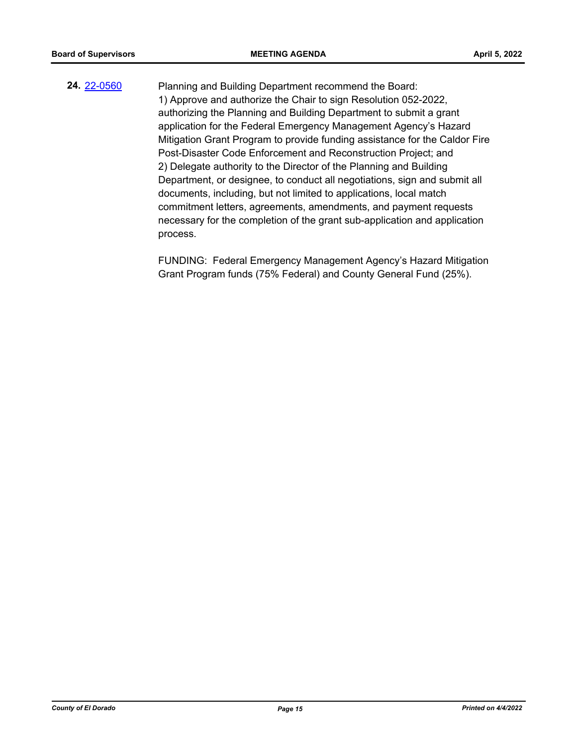**24.** [22-0560]

Planning and Building Department recommend the Board:
1) Approve and authorize the Chair to sign Resolution 052-2022, authorizing the Planning and Building Department to submit a grant application for the Federal Emergency Management Agency's Hazard Mitigation Grant Program to provide funding assistance for the Caldor Fire Post-Disaster Code Enforcement and Reconstruction Project; and
2) Delegate authority to the Director of the Planning and Building Department, or designee, to conduct all negotiations, sign and submit all documents, including, but not limited to applications, local match commitment letters, agreements, amendments, and payment requests necessary for the completion of the grant sub-application and application process.

FUNDING: Federal Emergency Management Agency's Hazard Mitigation Grant Program funds (75% Federal) and County General Fund (25%).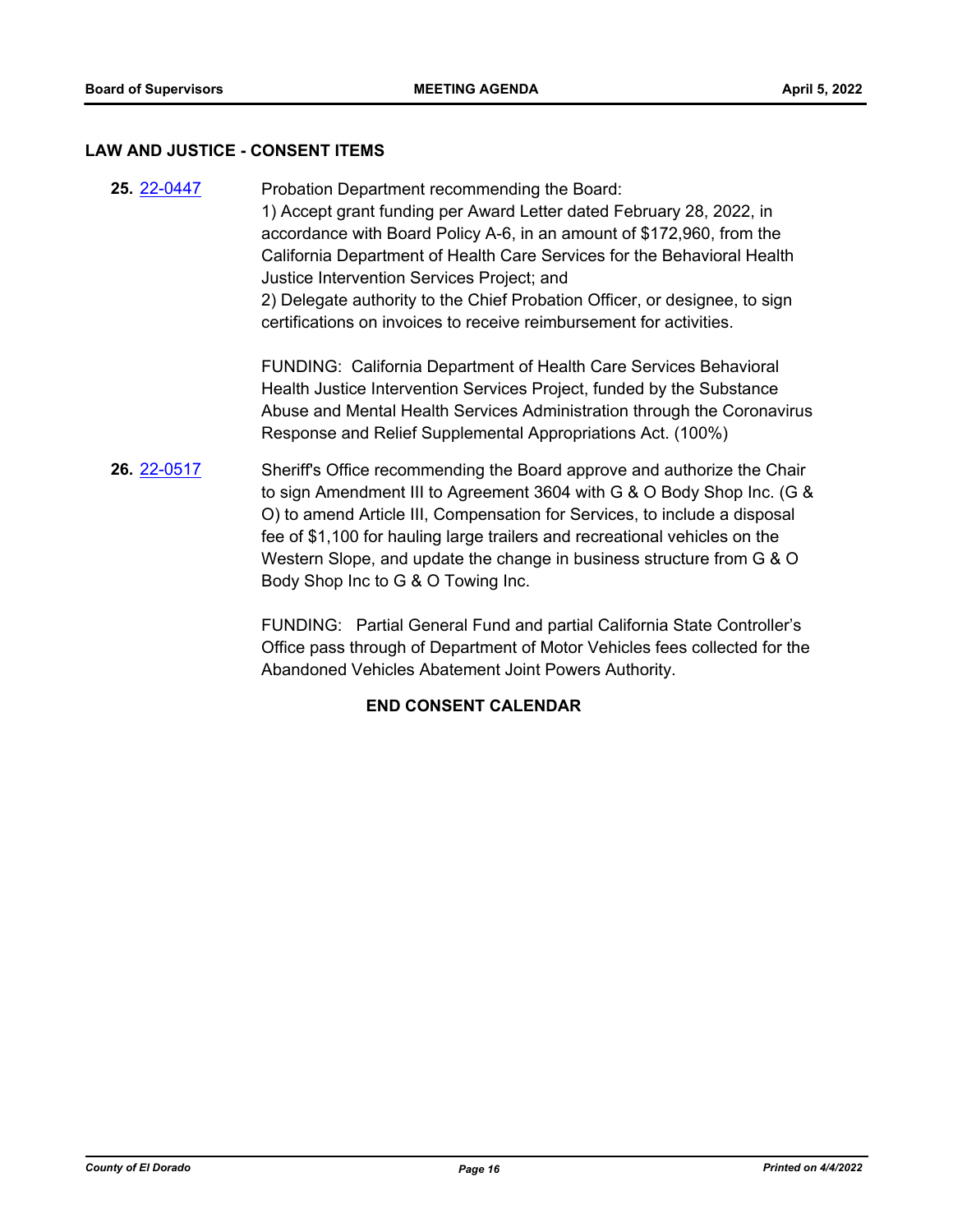## LAW AND JUSTICE - CONSENT ITEMS

**25.** 22-0447

Probation Department recommending the Board:
1) Accept grant funding per Award Letter dated February 28, 2022, in accordance with Board Policy A-6, in an amount of $172,960, from the California Department of Health Care Services for the Behavioral Health Justice Intervention Services Project; and
2) Delegate authority to the Chief Probation Officer, or designee, to sign certifications on invoices to receive reimbursement for activities.

FUNDING: California Department of Health Care Services Behavioral Health Justice Intervention Services Project, funded by the Substance Abuse and Mental Health Services Administration through the Coronavirus Response and Relief Supplemental Appropriations Act. (100%)

**26.** 22-0517

Sheriff's Office recommending the Board approve and authorize the Chair to sign Amendment III to Agreement 3604 with G & O Body Shop Inc. (G & O) to amend Article III, Compensation for Services, to include a disposal fee of $1,100 for hauling large trailers and recreational vehicles on the Western Slope, and update the change in business structure from G & O Body Shop Inc to G & O Towing Inc.

FUNDING: Partial General Fund and partial California State Controller's Office pass through of Department of Motor Vehicles fees collected for the Abandoned Vehicles Abatement Joint Powers Authority.

**END CONSENT CALENDAR**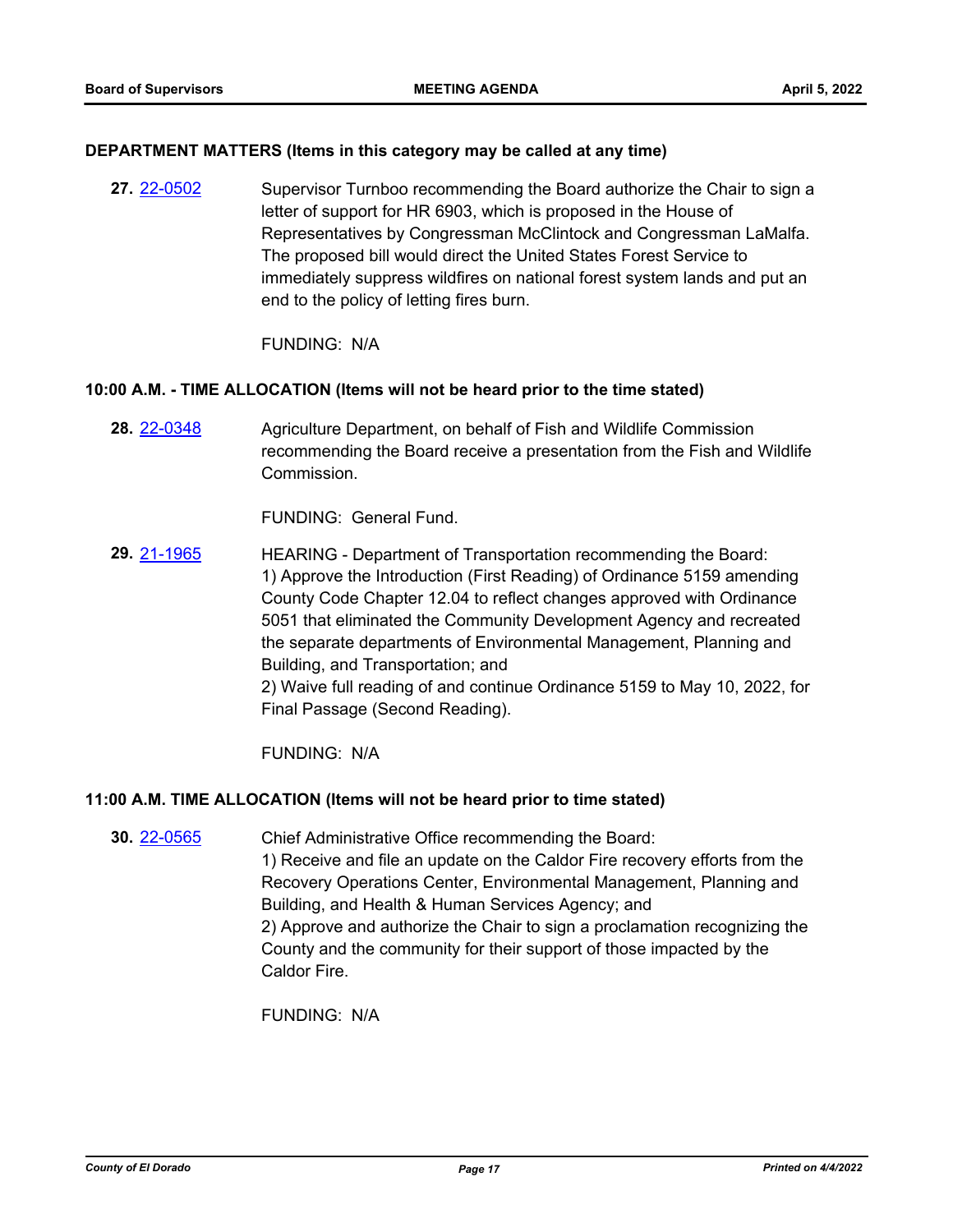**DEPARTMENT MATTERS (Items in this category may be called at any time)**

**27.** [22-0502](22-0502) Supervisor Turnboo recommending the Board authorize the Chair to sign a letter of support for HR 6903, which is proposed in the House of Representatives by Congressman McClintock and Congressman LaMalfa. The proposed bill would direct the United States Forest Service to immediately suppress wildfires on national forest system lands and put an end to the policy of letting fires burn.

FUNDING: N/A

**10:00 A.M. - TIME ALLOCATION (Items will not be heard prior to the time stated)**

**28.** [22-0348](22-0348) Agriculture Department, on behalf of Fish and Wildlife Commission recommending the Board receive a presentation from the Fish and Wildlife Commission.

FUNDING: General Fund.

**29.** [21-1965](21-1965) HEARING - Department of Transportation recommending the Board:
1) Approve the Introduction (First Reading) of Ordinance 5159 amending County Code Chapter 12.04 to reflect changes approved with Ordinance 5051 that eliminated the Community Development Agency and recreated the separate departments of Environmental Management, Planning and Building, and Transportation; and
2) Waive full reading of and continue Ordinance 5159 to May 10, 2022, for Final Passage (Second Reading).

FUNDING: N/A

**11:00 A.M. TIME ALLOCATION (Items will not be heard prior to time stated)**

**30.** [22-0565](22-0565) Chief Administrative Office recommending the Board:
1) Receive and file an update on the Caldor Fire recovery efforts from the Recovery Operations Center, Environmental Management, Planning and Building, and Health & Human Services Agency; and
2) Approve and authorize the Chair to sign a proclamation recognizing the County and the community for their support of those impacted by the Caldor Fire.

FUNDING: N/A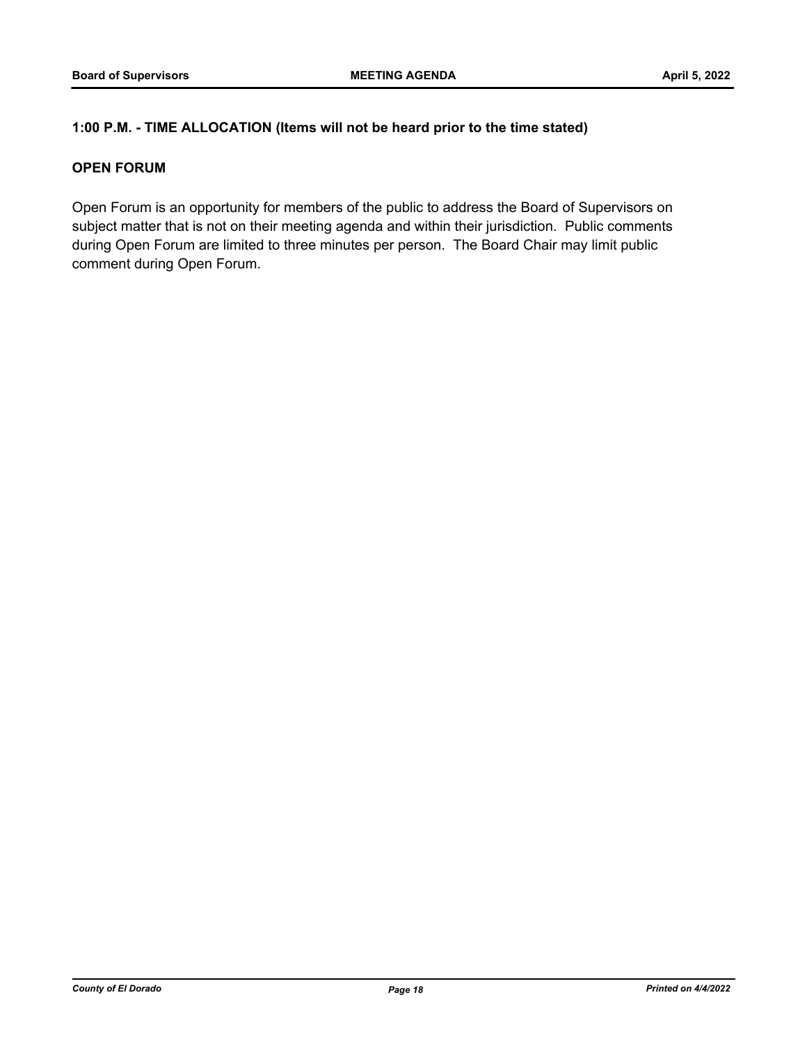**1:00 P.M. - TIME ALLOCATION (Items will not be heard prior to the time stated)**

**OPEN FORUM**

Open Forum is an opportunity for members of the public to address the Board of Supervisors on subject matter that is not on their meeting agenda and within their jurisdiction. Public comments during Open Forum are limited to three minutes per person. The Board Chair may limit public comment during Open Forum.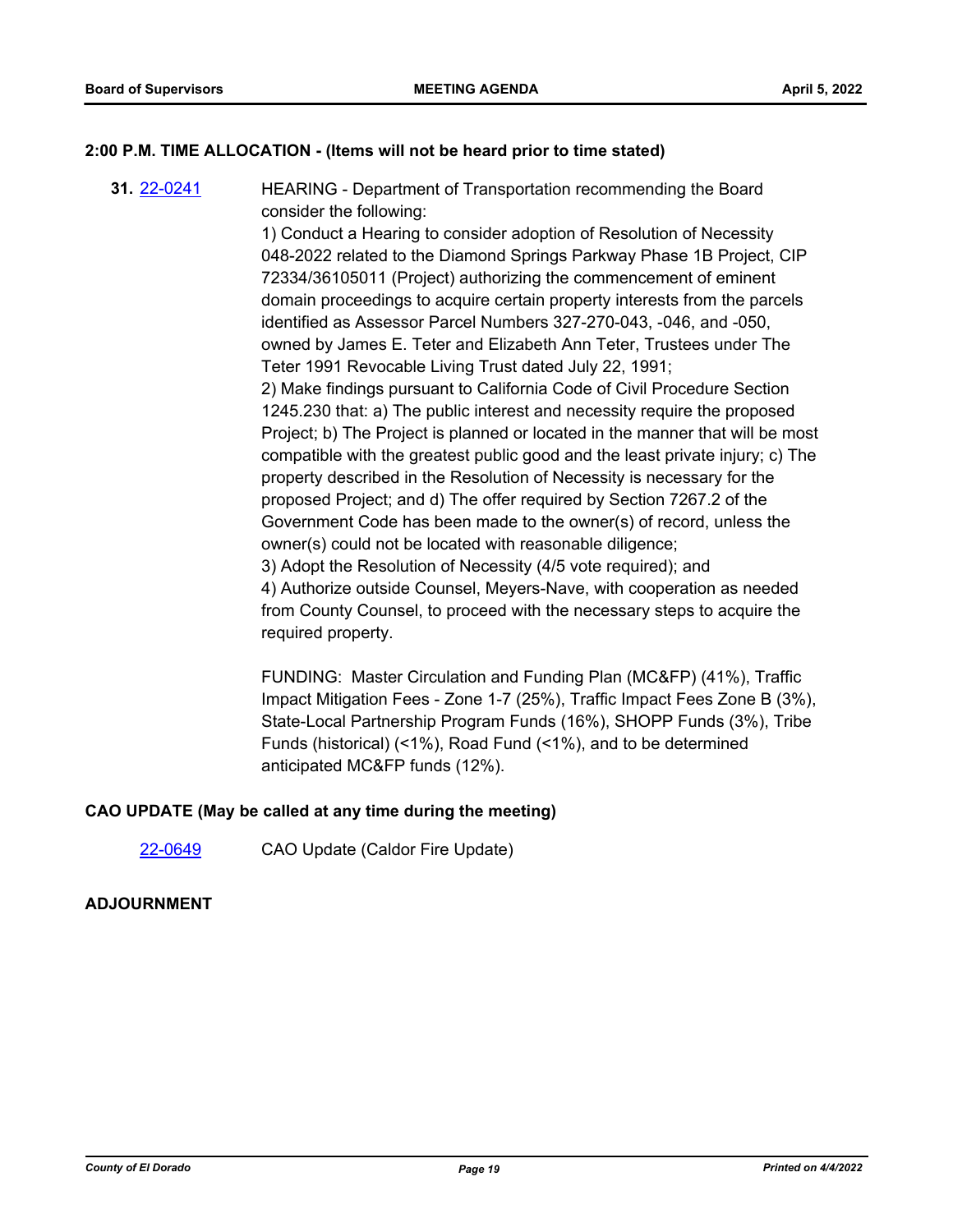## 2:00 P.M. TIME ALLOCATION - (Items will not be heard prior to time stated)

**31.** [22-0241](22-0241) HEARING - Department of Transportation recommending the Board consider the following:

1) Conduct a Hearing to consider adoption of Resolution of Necessity 048-2022 related to the Diamond Springs Parkway Phase 1B Project, CIP 72334/36105011 (Project) authorizing the commencement of eminent domain proceedings to acquire certain property interests from the parcels identified as Assessor Parcel Numbers 327-270-043, -046, and -050, owned by James E. Teter and Elizabeth Ann Teter, Trustees under The Teter 1991 Revocable Living Trust dated July 22, 1991;

2) Make findings pursuant to California Code of Civil Procedure Section 1245.230 that: a) The public interest and necessity require the proposed Project; b) The Project is planned or located in the manner that will be most compatible with the greatest public good and the least private injury; c) The property described in the Resolution of Necessity is necessary for the proposed Project; and d) The offer required by Section 7267.2 of the Government Code has been made to the owner(s) of record, unless the owner(s) could not be located with reasonable diligence;

3) Adopt the Resolution of Necessity (4/5 vote required); and

4) Authorize outside Counsel, Meyers-Nave, with cooperation as needed from County Counsel, to proceed with the necessary steps to acquire the required property.

FUNDING: Master Circulation and Funding Plan (MC&FP) (41%), Traffic Impact Mitigation Fees - Zone 1-7 (25%), Traffic Impact Fees Zone B (3%), State-Local Partnership Program Funds (16%), SHOPP Funds (3%), Tribe Funds (historical) (<1%), Road Fund (<1%), and to be determined anticipated MC&FP funds (12%).

## CAO UPDATE (May be called at any time during the meeting)

[22-0649](22-0649) CAO Update (Caldor Fire Update)

## ADJOURNMENT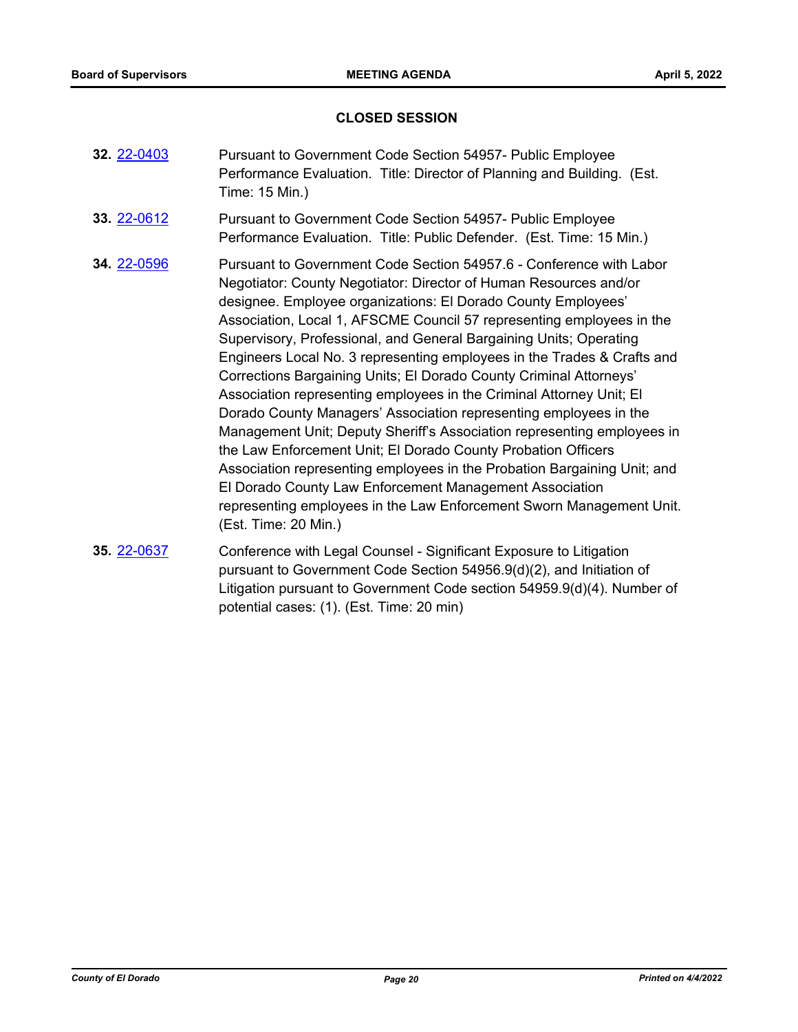## CLOSED SESSION

**32.** 22-0403 Pursuant to Government Code Section 54957- Public Employee Performance Evaluation. Title: Director of Planning and Building. (Est. Time: 15 Min.)

**33.** 22-0612 Pursuant to Government Code Section 54957- Public Employee Performance Evaluation. Title: Public Defender. (Est. Time: 15 Min.)

**34.** 22-0596 Pursuant to Government Code Section 54957.6 - Conference with Labor Negotiator: County Negotiator: Director of Human Resources and/or designee. Employee organizations: El Dorado County Employees' Association, Local 1, AFSCME Council 57 representing employees in the Supervisory, Professional, and General Bargaining Units; Operating Engineers Local No. 3 representing employees in the Trades & Crafts and Corrections Bargaining Units; El Dorado County Criminal Attorneys' Association representing employees in the Criminal Attorney Unit; El Dorado County Managers' Association representing employees in the Management Unit; Deputy Sheriff's Association representing employees in the Law Enforcement Unit; El Dorado County Probation Officers Association representing employees in the Probation Bargaining Unit; and El Dorado County Law Enforcement Management Association representing employees in the Law Enforcement Sworn Management Unit. (Est. Time: 20 Min.)

**35.** 22-0637 Conference with Legal Counsel - Significant Exposure to Litigation pursuant to Government Code Section 54956.9(d)(2), and Initiation of Litigation pursuant to Government Code section 54959.9(d)(4). Number of potential cases: (1). (Est. Time: 20 min)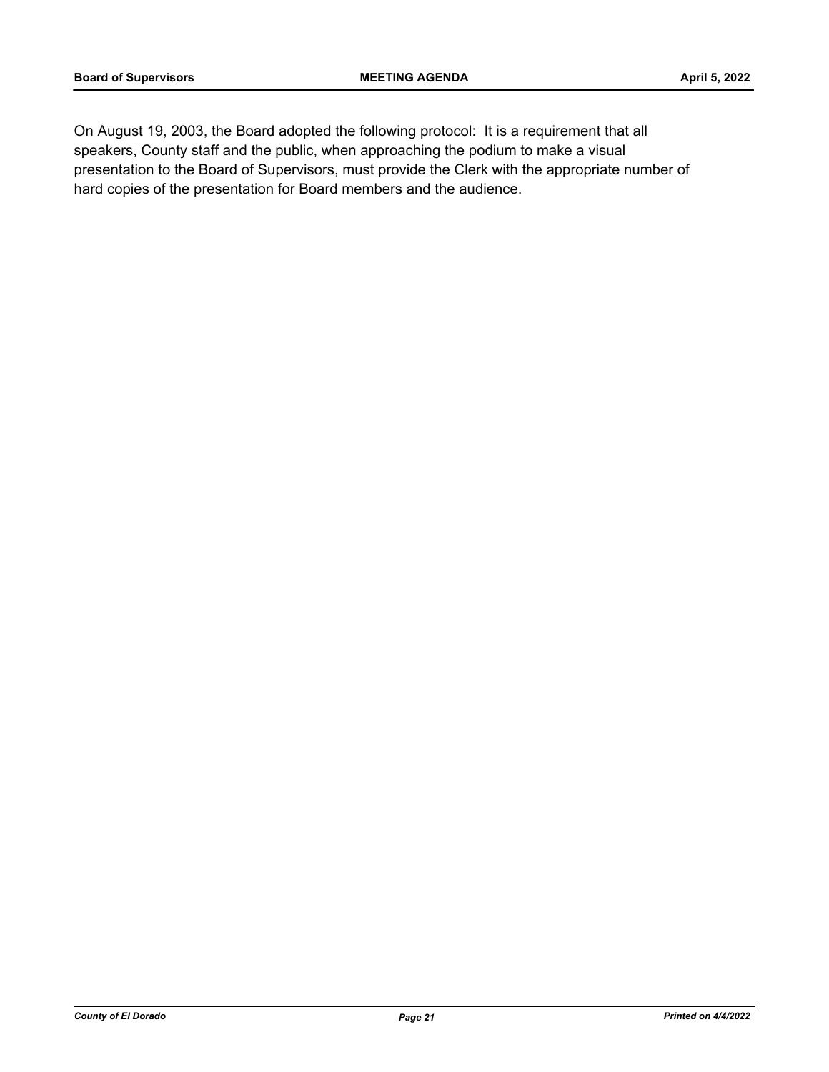On August 19, 2003, the Board adopted the following protocol: It is a requirement that all speakers, County staff and the public, when approaching the podium to make a visual presentation to the Board of Supervisors, must provide the Clerk with the appropriate number of hard copies of the presentation for Board members and the audience.